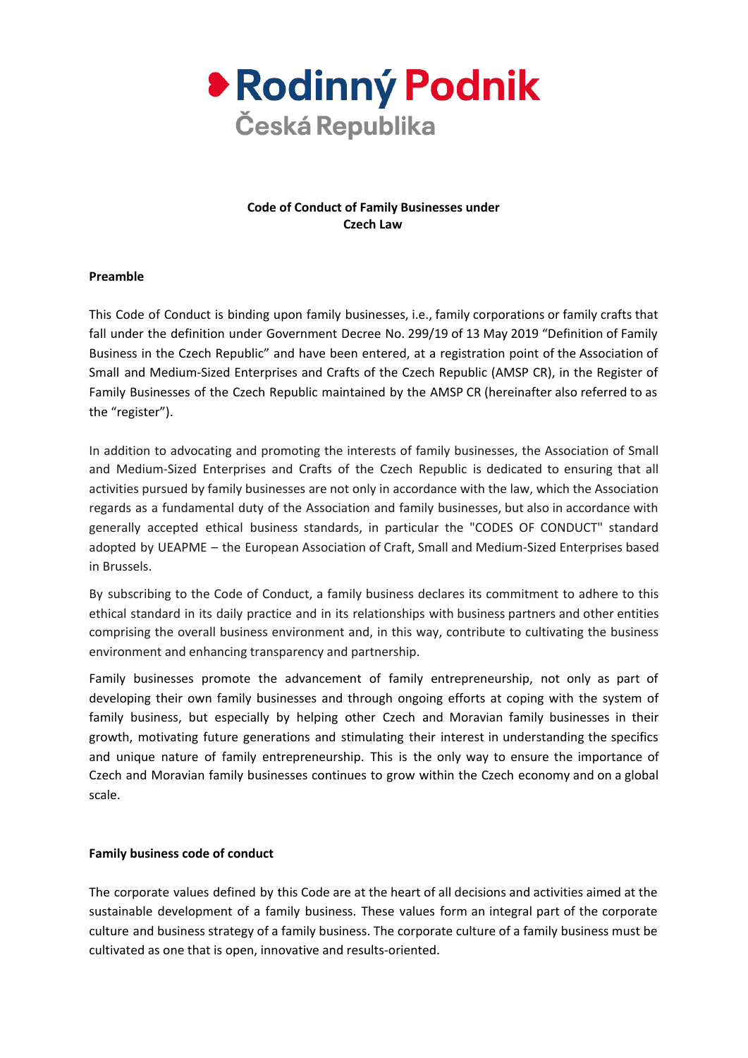**Rodinný Podnik**
**Česká Republika**

**Code of Conduct of Family Businesses under Czech Law**

**Preamble**

This Code of Conduct is binding upon family businesses, i.e., family corporations or family crafts that fall under the definition under Government Decree No. 299/19 of 13 May 2019 "Definition of Family Business in the Czech Republic" and have been entered, at a registration point of the Association of Small and Medium-Sized Enterprises and Crafts of the Czech Republic (AMSP CR), in the Register of Family Businesses of the Czech Republic maintained by the AMSP CR (hereinafter also referred to as the "register").

In addition to advocating and promoting the interests of family businesses, the Association of Small and Medium-Sized Enterprises and Crafts of the Czech Republic is dedicated to ensuring that all activities pursued by family businesses are not only in accordance with the law, which the Association regards as a fundamental duty of the Association and family businesses, but also in accordance with generally accepted ethical business standards, in particular the "CODES OF CONDUCT" standard adopted by UEAPME – the European Association of Craft, Small and Medium-Sized Enterprises based in Brussels.

By subscribing to the Code of Conduct, a family business declares its commitment to adhere to this ethical standard in its daily practice and in its relationships with business partners and other entities comprising the overall business environment and, in this way, contribute to cultivating the business environment and enhancing transparency and partnership.

Family businesses promote the advancement of family entrepreneurship, not only as part of developing their own family businesses and through ongoing efforts at coping with the system of family business, but especially by helping other Czech and Moravian family businesses in their growth, motivating future generations and stimulating their interest in understanding the specifics and unique nature of family entrepreneurship. This is the only way to ensure the importance of Czech and Moravian family businesses continues to grow within the Czech economy and on a global scale.

**Family business code of conduct**

The corporate values defined by this Code are at the heart of all decisions and activities aimed at the sustainable development of a family business. These values form an integral part of the corporate culture and business strategy of a family business. The corporate culture of a family business must be cultivated as one that is open, innovative and results-oriented.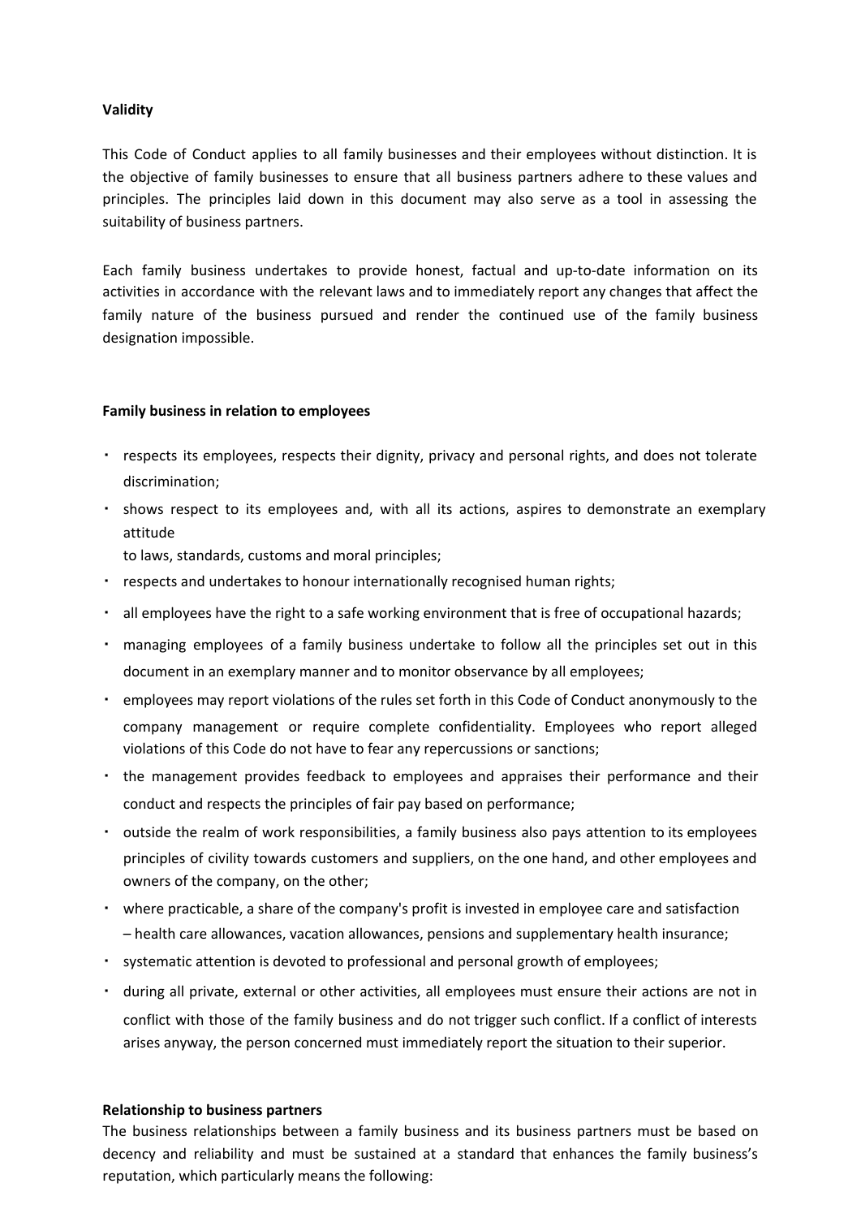**Validity**

This Code of Conduct applies to all family businesses and their employees without distinction. It is the objective of family businesses to ensure that all business partners adhere to these values and principles. The principles laid down in this document may also serve as a tool in assessing the suitability of business partners.

Each family business undertakes to provide honest, factual and up-to-date information on its activities in accordance with the relevant laws and to immediately report any changes that affect the family nature of the business pursued and render the continued use of the family business designation impossible.

**Family business in relation to employees**

- respects its employees, respects their dignity, privacy and personal rights, and does not tolerate discrimination;
- shows respect to its employees and, with all its actions, aspires to demonstrate an exemplary attitude to laws, standards, customs and moral principles;
- respects and undertakes to honour internationally recognised human rights;
- all employees have the right to a safe working environment that is free of occupational hazards;
- managing employees of a family business undertake to follow all the principles set out in this document in an exemplary manner and to monitor observance by all employees;
- employees may report violations of the rules set forth in this Code of Conduct anonymously to the company management or require complete confidentiality. Employees who report alleged violations of this Code do not have to fear any repercussions or sanctions;
- the management provides feedback to employees and appraises their performance and their conduct and respects the principles of fair pay based on performance;
- outside the realm of work responsibilities, a family business also pays attention to its employees principles of civility towards customers and suppliers, on the one hand, and other employees and owners of the company, on the other;
- where practicable, a share of the company's profit is invested in employee care and satisfaction – health care allowances, vacation allowances, pensions and supplementary health insurance;
- systematic attention is devoted to professional and personal growth of employees;
- during all private, external or other activities, all employees must ensure their actions are not in conflict with those of the family business and do not trigger such conflict. If a conflict of interests arises anyway, the person concerned must immediately report the situation to their superior.

**Relationship to business partners**

The business relationships between a family business and its business partners must be based on decency and reliability and must be sustained at a standard that enhances the family business's reputation, which particularly means the following: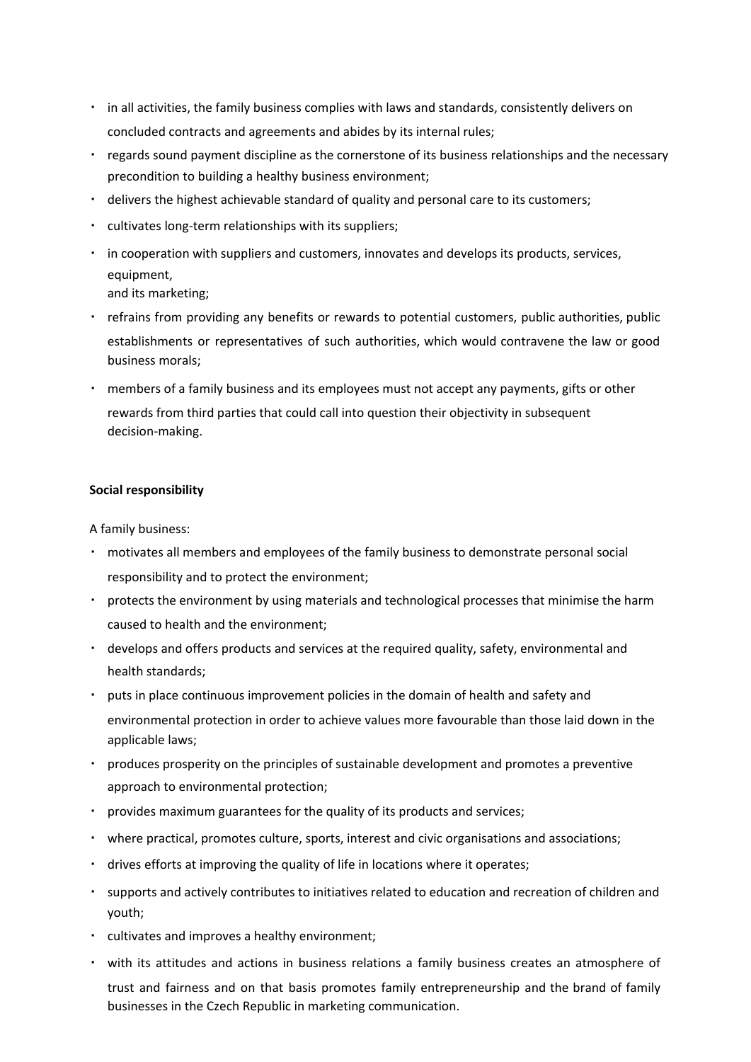- in all activities, the family business complies with laws and standards, consistently delivers on concluded contracts and agreements and abides by its internal rules;
- regards sound payment discipline as the cornerstone of its business relationships and the necessary precondition to building a healthy business environment;
- delivers the highest achievable standard of quality and personal care to its customers;
- cultivates long-term relationships with its suppliers;
- in cooperation with suppliers and customers, innovates and develops its products, services, equipment, and its marketing;
- refrains from providing any benefits or rewards to potential customers, public authorities, public establishments or representatives of such authorities, which would contravene the law or good business morals;
- members of a family business and its employees must not accept any payments, gifts or other rewards from third parties that could call into question their objectivity in subsequent decision-making.

**Social responsibility**

A family business:

- motivates all members and employees of the family business to demonstrate personal social responsibility and to protect the environment;
- protects the environment by using materials and technological processes that minimise the harm caused to health and the environment;
- develops and offers products and services at the required quality, safety, environmental and health standards;
- puts in place continuous improvement policies in the domain of health and safety and environmental protection in order to achieve values more favourable than those laid down in the applicable laws;
- produces prosperity on the principles of sustainable development and promotes a preventive approach to environmental protection;
- provides maximum guarantees for the quality of its products and services;
- where practical, promotes culture, sports, interest and civic organisations and associations;
- drives efforts at improving the quality of life in locations where it operates;
- supports and actively contributes to initiatives related to education and recreation of children and youth;
- cultivates and improves a healthy environment;
- with its attitudes and actions in business relations a family business creates an atmosphere of trust and fairness and on that basis promotes family entrepreneurship and the brand of family businesses in the Czech Republic in marketing communication.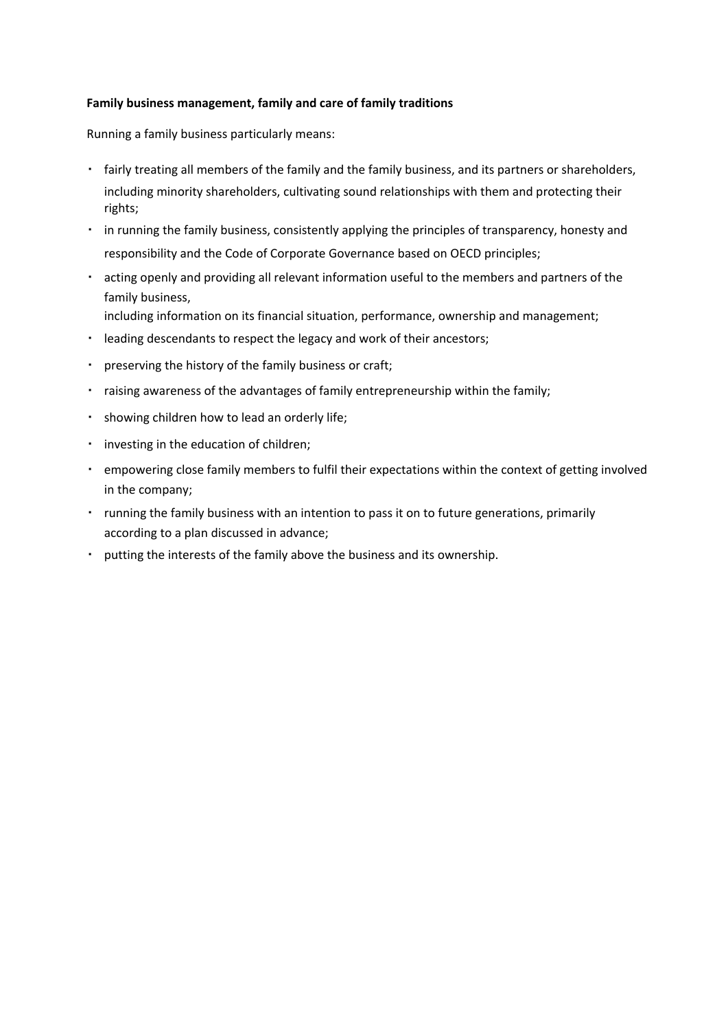**Family business management, family and care of family traditions**

Running a family business particularly means:

- fairly treating all members of the family and the family business, and its partners or shareholders, including minority shareholders, cultivating sound relationships with them and protecting their rights;
- in running the family business, consistently applying the principles of transparency, honesty and responsibility and the Code of Corporate Governance based on OECD principles;
- acting openly and providing all relevant information useful to the members and partners of the family business,
  including information on its financial situation, performance, ownership and management;
- leading descendants to respect the legacy and work of their ancestors;
- preserving the history of the family business or craft;
- raising awareness of the advantages of family entrepreneurship within the family;
- showing children how to lead an orderly life;
- investing in the education of children;
- empowering close family members to fulfil their expectations within the context of getting involved in the company;
- running the family business with an intention to pass it on to future generations, primarily according to a plan discussed in advance;
- putting the interests of the family above the business and its ownership.